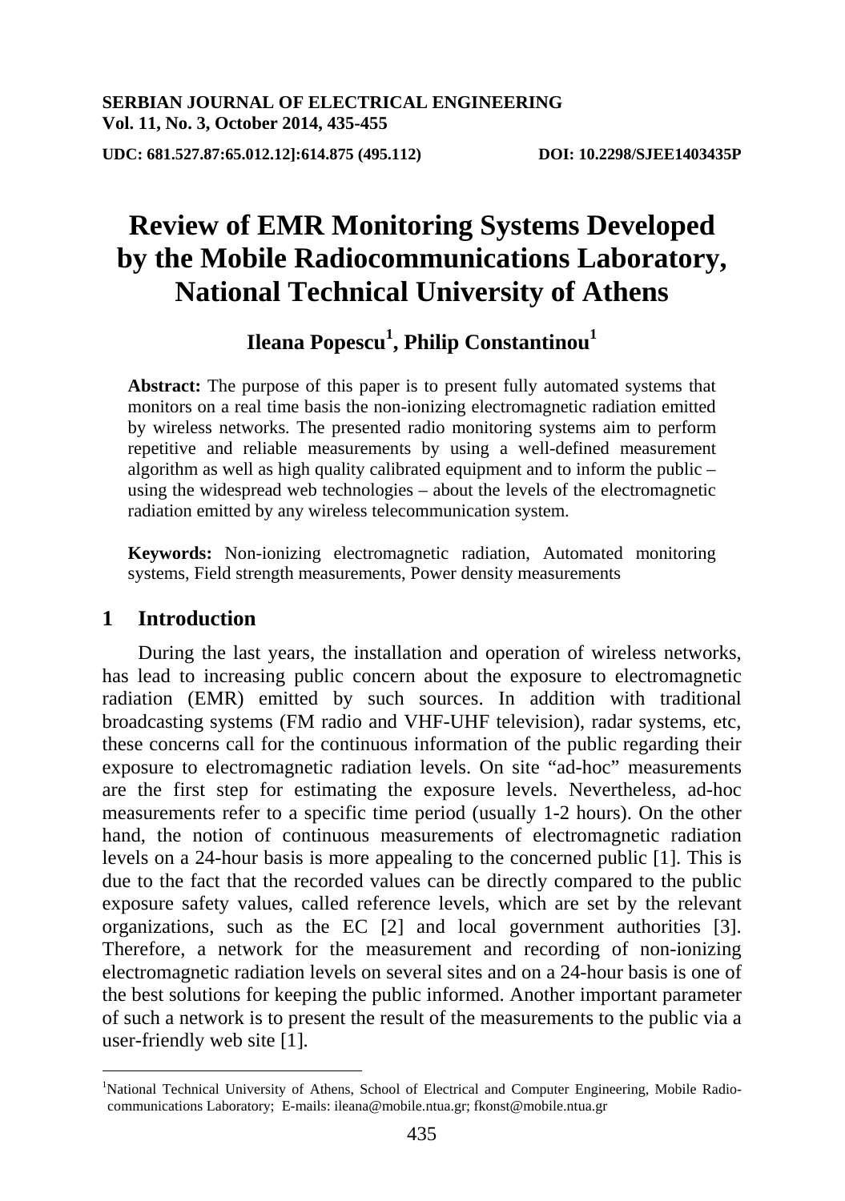# Review of EMR Monitoring Systems Developed by the Mobile Radiocommunications Laboratory, National Technical University of Athens

**Ileana Popescu[1], Philip Constantinou[1]**

**Abstract:** The purpose of this paper is to present fully automated systems that monitors on a real time basis the non-ionizing electromagnetic radiation emitted by wireless networks. The presented radio monitoring systems aim to perform repetitive and reliable measurements by using a well-defined measurement algorithm as well as high quality calibrated equipment and to inform the public – using the widespread web technologies – about the levels of the electromagnetic radiation emitted by any wireless telecommunication system.

**Keywords:** Non-ionizing electromagnetic radiation, Automated monitoring systems, Field strength measurements, Power density measurements

## 1 Introduction

During the last years, the installation and operation of wireless networks, has lead to increasing public concern about the exposure to electromagnetic radiation (EMR) emitted by such sources. In addition with traditional broadcasting systems (FM radio and VHF-UHF television), radar systems, etc, these concerns call for the continuous information of the public regarding their exposure to electromagnetic radiation levels. On site "ad-hoc" measurements are the first step for estimating the exposure levels. Nevertheless, ad-hoc measurements refer to a specific time period (usually 1-2 hours). On the other hand, the notion of continuous measurements of electromagnetic radiation levels on a 24-hour basis is more appealing to the concerned public [1]. This is due to the fact that the recorded values can be directly compared to the public exposure safety values, called reference levels, which are set by the relevant organizations, such as the EC [2] and local government authorities [3]. Therefore, a network for the measurement and recording of non-ionizing electromagnetic radiation levels on several sites and on a 24-hour basis is one of the best solutions for keeping the public informed. Another important parameter of such a network is to present the result of the measurements to the public via a user-friendly web site [1].

---

[1]National Technical University of Athens, School of Electrical and Computer Engineering, Mobile Radio-communications Laboratory; E-mails: ileana@mobile.ntua.gr; fkonst@mobile.ntua.gr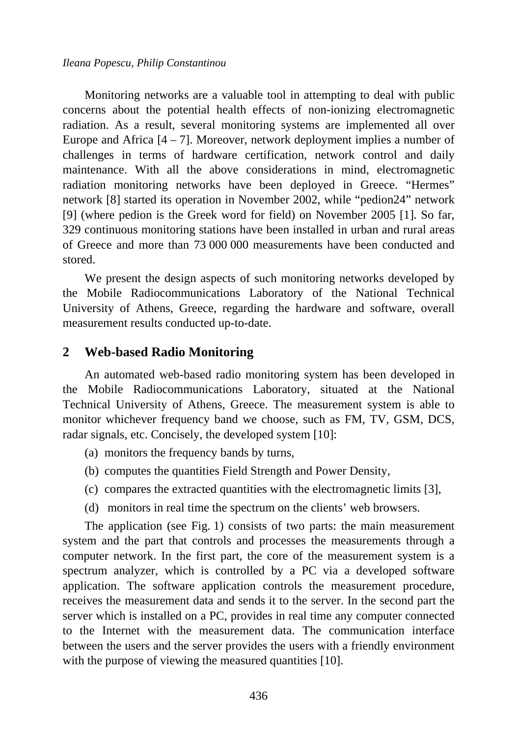Monitoring networks are a valuable tool in attempting to deal with public concerns about the potential health effects of non-ionizing electromagnetic radiation. As a result, several monitoring systems are implemented all over Europe and Africa [4 – 7]. Moreover, network deployment implies a number of challenges in terms of hardware certification, network control and daily maintenance. With all the above considerations in mind, electromagnetic radiation monitoring networks have been deployed in Greece. "Hermes" network [8] started its operation in November 2002, while "pedion24" network [9] (where pedion is the Greek word for field) on November 2005 [1]. So far, 329 continuous monitoring stations have been installed in urban and rural areas of Greece and more than 73 000 000 measurements have been conducted and stored.

We present the design aspects of such monitoring networks developed by the Mobile Radiocommunications Laboratory of the National Technical University of Athens, Greece, regarding the hardware and software, overall measurement results conducted up-to-date.

## 2 Web-based Radio Monitoring

An automated web-based radio monitoring system has been developed in the Mobile Radiocommunications Laboratory, situated at the National Technical University of Athens, Greece. The measurement system is able to monitor whichever frequency band we choose, such as FM, TV, GSM, DCS, radar signals, etc. Concisely, the developed system [10]:

(a) monitors the frequency bands by turns,

(b) computes the quantities Field Strength and Power Density,

(c) compares the extracted quantities with the electromagnetic limits [3],

(d) monitors in real time the spectrum on the clients' web browsers.

The application (see Fig. 1) consists of two parts: the main measurement system and the part that controls and processes the measurements through a computer network. In the first part, the core of the measurement system is a spectrum analyzer, which is controlled by a PC via a developed software application. The software application controls the measurement procedure, receives the measurement data and sends it to the server. In the second part the server which is installed on a PC, provides in real time any computer connected to the Internet with the measurement data. The communication interface between the users and the server provides the users with a friendly environment with the purpose of viewing the measured quantities [10].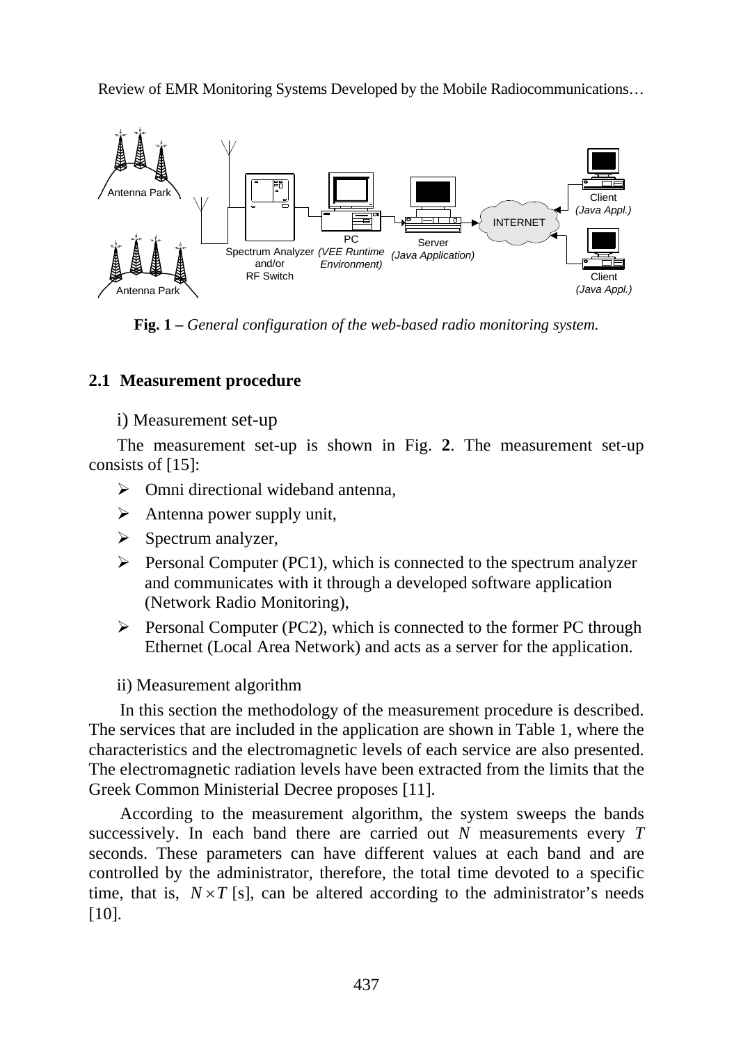Fig. 1 – *General configuration of the web-based radio monitoring system.*

### 2.1 Measurement procedure

i) Measurement set-up

The measurement set-up is shown in Fig. **2**. The measurement set-up consists of [15]:

- Omni directional wideband antenna,
- Antenna power supply unit,
- Spectrum analyzer,
- Personal Computer (PC1), which is connected to the spectrum analyzer and communicates with it through a developed software application (Network Radio Monitoring),
- Personal Computer (PC2), which is connected to the former PC through Ethernet (Local Area Network) and acts as a server for the application.

ii) Measurement algorithm

In this section the methodology of the measurement procedure is described. The services that are included in the application are shown in Table 1, where the characteristics and the electromagnetic levels of each service are also presented. The electromagnetic radiation levels have been extracted from the limits that the Greek Common Ministerial Decree proposes [11].

According to the measurement algorithm, the system sweeps the bands successively. In each band there are carried out $N$ measurements every $T$ seconds. These parameters can have different values at each band and are controlled by the administrator, therefore, the total time devoted to a specific time, that is, $N \times T$ [s], can be altered according to the administrator's needs [10].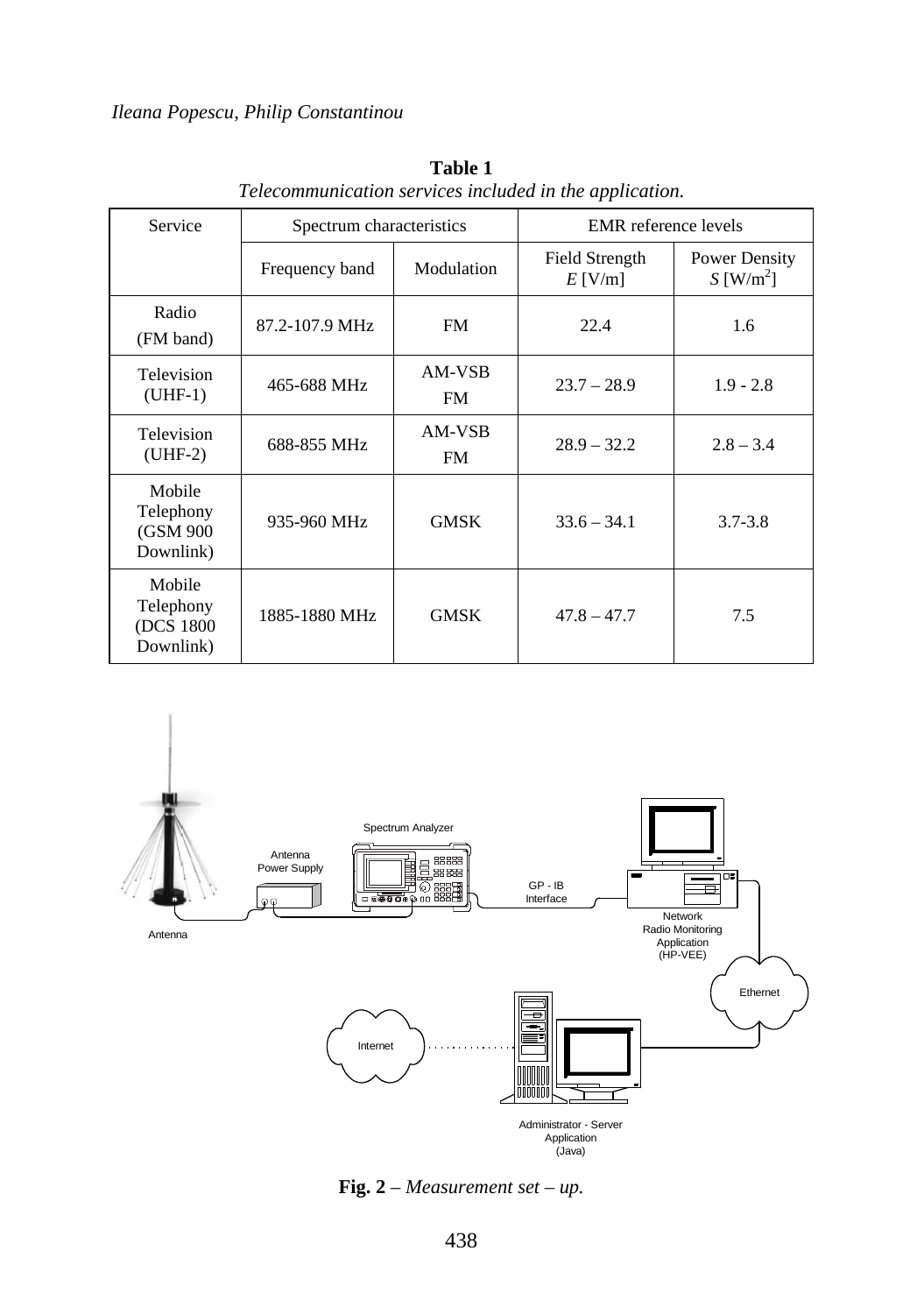**Table 1**
*Telecommunication services included in the application.*

| Service | Spectrum characteristics | | EMR reference levels | |
|---|---|---|---|---|
| | Frequency band | Modulation | Field Strength $E$ [V/m] | Power Density $S$ [W/m$^2$] |
| Radio (FM band) | 87.2-107.9 MHz | FM | 22.4 | 1.6 |
| Television (UHF-1) | 465-688 MHz | AM-VSB FM | 23.7 – 28.9 | 1.9 - 2.8 |
| Television (UHF-2) | 688-855 MHz | AM-VSB FM | 28.9 – 32.2 | 2.8 – 3.4 |
| Mobile Telephony (GSM 900 Downlink) | 935-960 MHz | GMSK | 33.6 – 34.1 | 3.7-3.8 |
| Mobile Telephony (DCS 1800 Downlink) | 1885-1880 MHz | GMSK | 47.8 – 47.7 | 7.5 |

**Fig. 2** – *Measurement set – up.*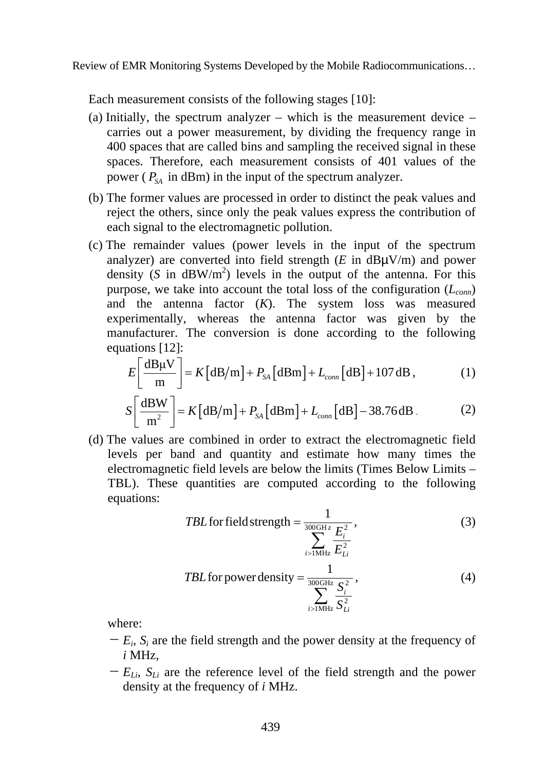Each measurement consists of the following stages [10]:

(a) Initially, the spectrum analyzer – which is the measurement device – carries out a power measurement, by dividing the frequency range in 400 spaces that are called bins and sampling the received signal in these spaces. Therefore, each measurement consists of 401 values of the power ( $P_{SA}$ in dBm) in the input of the spectrum analyzer.

(b) The former values are processed in order to distinct the peak values and reject the others, since only the peak values express the contribution of each signal to the electromagnetic pollution.

(c) The remainder values (power levels in the input of the spectrum analyzer) are converted into field strength ($E$ in dBμV/m) and power density ($S$ in dBW/m$^2$) levels in the output of the antenna. For this purpose, we take into account the total loss of the configuration ($L_{conn}$) and the antenna factor ($K$). The system loss was measured experimentally, whereas the antenna factor was given by the manufacturer. The conversion is done according to the following equations [12]:

$$E\left[\frac{\text{dB}\mu\text{V}}{\text{m}}\right] = K\left[\text{dB/m}\right] + P_{SA}\left[\text{dBm}\right] + L_{conn}\left[\text{dB}\right] + 107\,\text{dB}\,, \tag{1}$$

$$S\left[\frac{\text{dBW}}{\text{m}^2}\right] = K\left[\text{dB/m}\right] + P_{SA}\left[\text{dBm}\right] + L_{conn}\left[\text{dB}\right] - 38.76\,\text{dB}\,. \tag{2}$$

(d) The values are combined in order to extract the electromagnetic field levels per band and quantity and estimate how many times the electromagnetic field levels are below the limits (Times Below Limits – TBL). These quantities are computed according to the following equations:

$$TBL \text{ for field strength} = \frac{1}{\sum_{i>1\text{MHz}}^{300\text{GH}z} \frac{E_i^2}{E_{Li}^2}}\,, \tag{3}$$

$$TBL \text{ for power density} = \frac{1}{\sum_{i>1\text{MHz}}^{300\text{GHz}} \frac{S_i^2}{S_{Li}^2}}\,, \tag{4}$$

where:

− $E_i$, $S_i$ are the field strength and the power density at the frequency of $i$ MHz,

− $E_{Li}$, $S_{Li}$ are the reference level of the field strength and the power density at the frequency of $i$ MHz.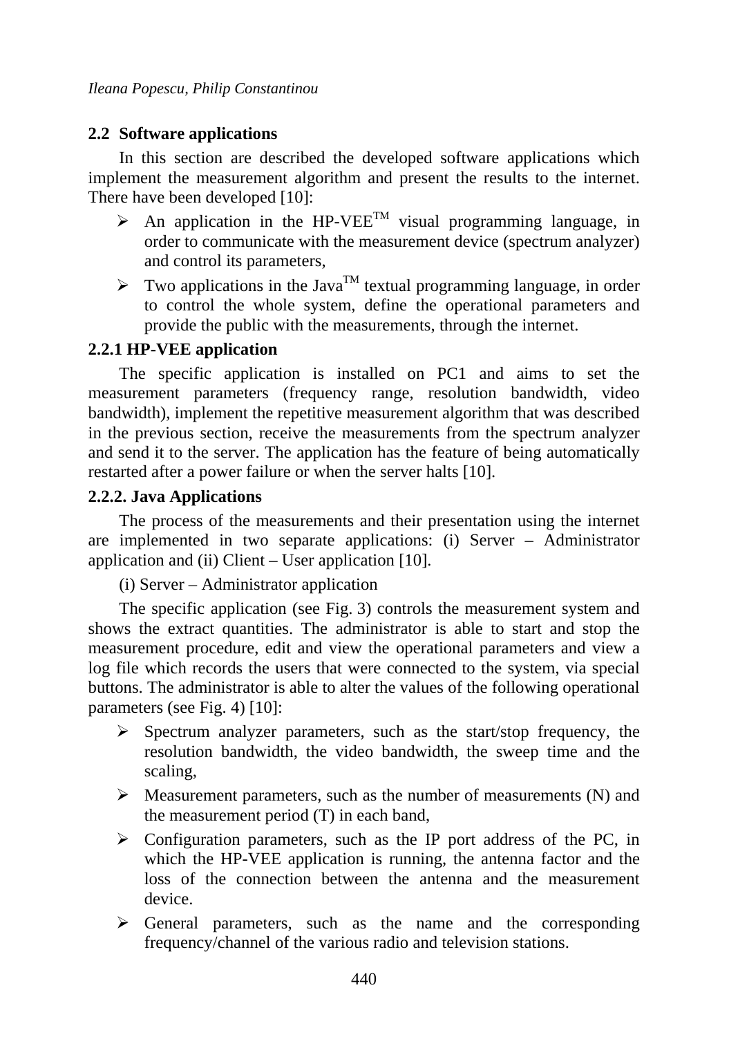## 2.2 Software applications

In this section are described the developed software applications which implement the measurement algorithm and present the results to the internet. There have been developed [10]:

- An application in the HP-VEE™ visual programming language, in order to communicate with the measurement device (spectrum analyzer) and control its parameters,
- Two applications in the Java™ textual programming language, in order to control the whole system, define the operational parameters and provide the public with the measurements, through the internet.

### 2.2.1 HP-VEE application

The specific application is installed on PC1 and aims to set the measurement parameters (frequency range, resolution bandwidth, video bandwidth), implement the repetitive measurement algorithm that was described in the previous section, receive the measurements from the spectrum analyzer and send it to the server. The application has the feature of being automatically restarted after a power failure or when the server halts [10].

### 2.2.2. Java Applications

The process of the measurements and their presentation using the internet are implemented in two separate applications: (i) Server – Administrator application and (ii) Client – User application [10].

(i) Server – Administrator application

The specific application (see Fig. 3) controls the measurement system and shows the extract quantities. The administrator is able to start and stop the measurement procedure, edit and view the operational parameters and view a log file which records the users that were connected to the system, via special buttons. The administrator is able to alter the values of the following operational parameters (see Fig. 4) [10]:

- Spectrum analyzer parameters, such as the start/stop frequency, the resolution bandwidth, the video bandwidth, the sweep time and the scaling,
- Measurement parameters, such as the number of measurements (N) and the measurement period (T) in each band,
- Configuration parameters, such as the IP port address of the PC, in which the HP-VEE application is running, the antenna factor and the loss of the connection between the antenna and the measurement device.
- General parameters, such as the name and the corresponding frequency/channel of the various radio and television stations.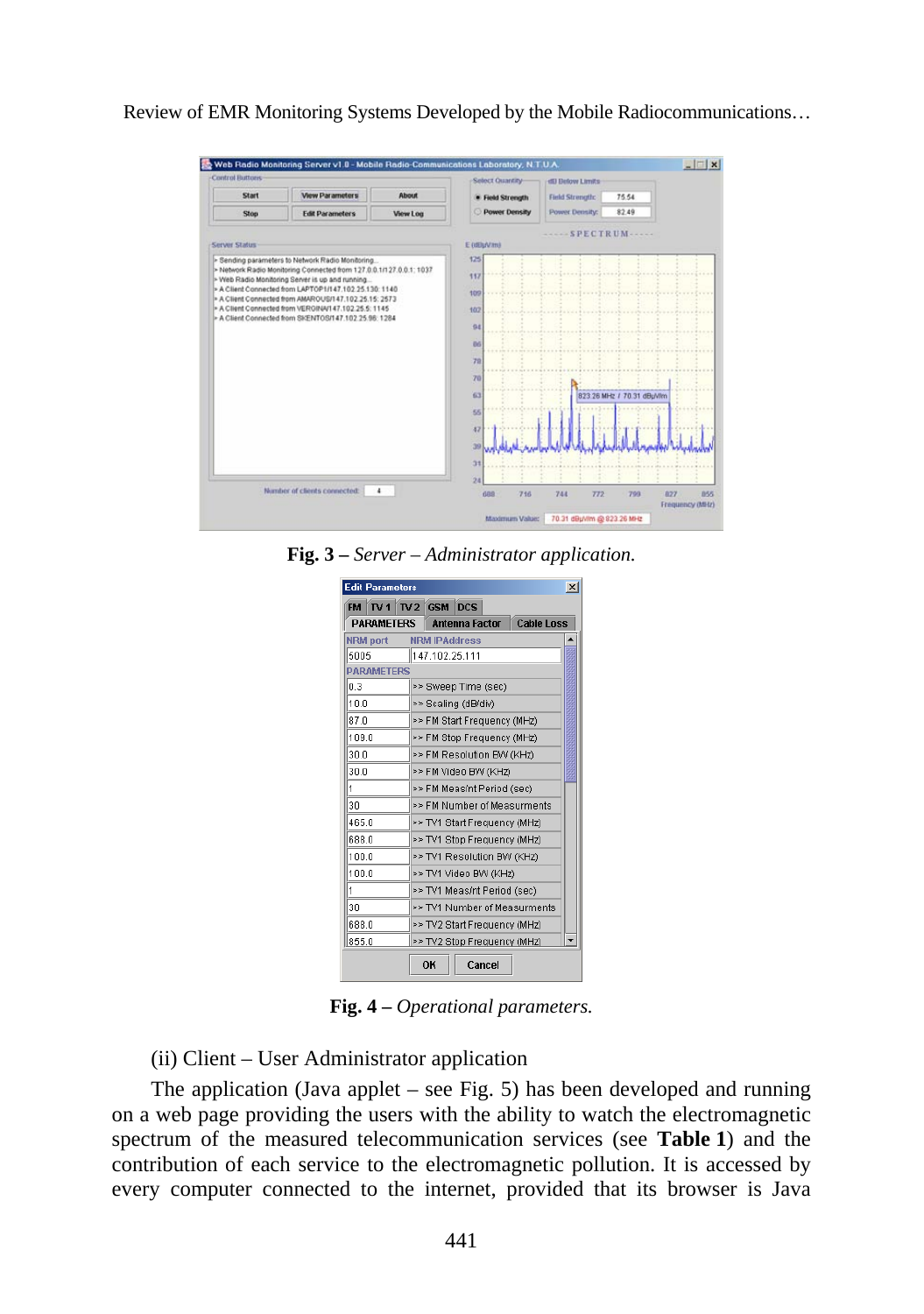**Fig. 3 –** *Server – Administrator application.*

**Fig. 4 –** *Operational parameters.*

(ii) Client – User Administrator application

The application (Java applet – see Fig. 5) has been developed and running on a web page providing the users with the ability to watch the electromagnetic spectrum of the measured telecommunication services (see **Table 1**) and the contribution of each service to the electromagnetic pollution. It is accessed by every computer connected to the internet, provided that its browser is Java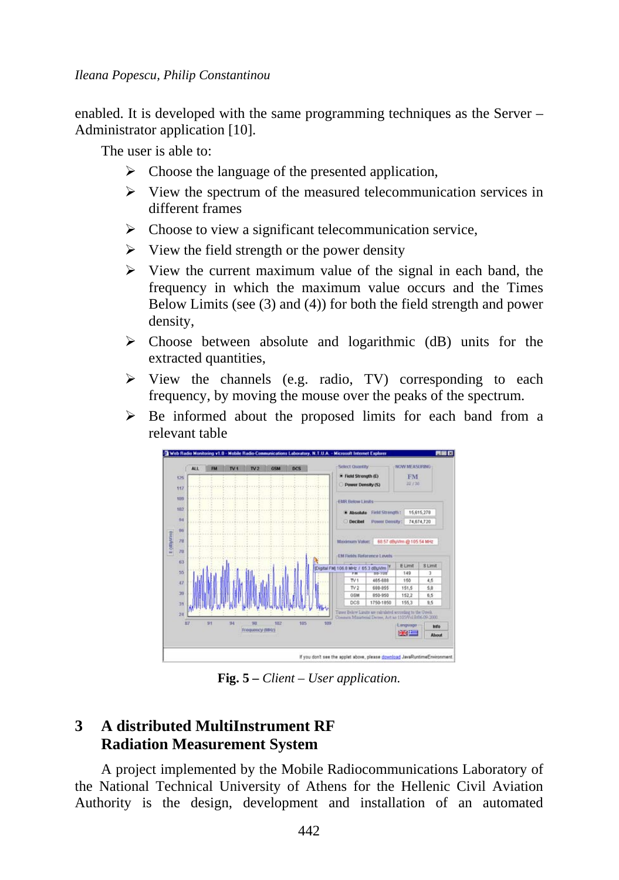enabled. It is developed with the same programming techniques as the Server – Administrator application [10].

The user is able to:

- Choose the language of the presented application,
- View the spectrum of the measured telecommunication services in different frames
- Choose to view a significant telecommunication service,
- View the field strength or the power density
- View the current maximum value of the signal in each band, the frequency in which the maximum value occurs and the Times Below Limits (see (3) and (4)) for both the field strength and power density,
- Choose between absolute and logarithmic (dB) units for the extracted quantities,
- View the channels (e.g. radio, TV) corresponding to each frequency, by moving the mouse over the peaks of the spectrum.
- Be informed about the proposed limits for each band from a relevant table

**Fig. 5 –** *Client – User application.*

## 3 A distributed MultiInstrument RF Radiation Measurement System

A project implemented by the Mobile Radiocommunications Laboratory of the National Technical University of Athens for the Hellenic Civil Aviation Authority is the design, development and installation of an automated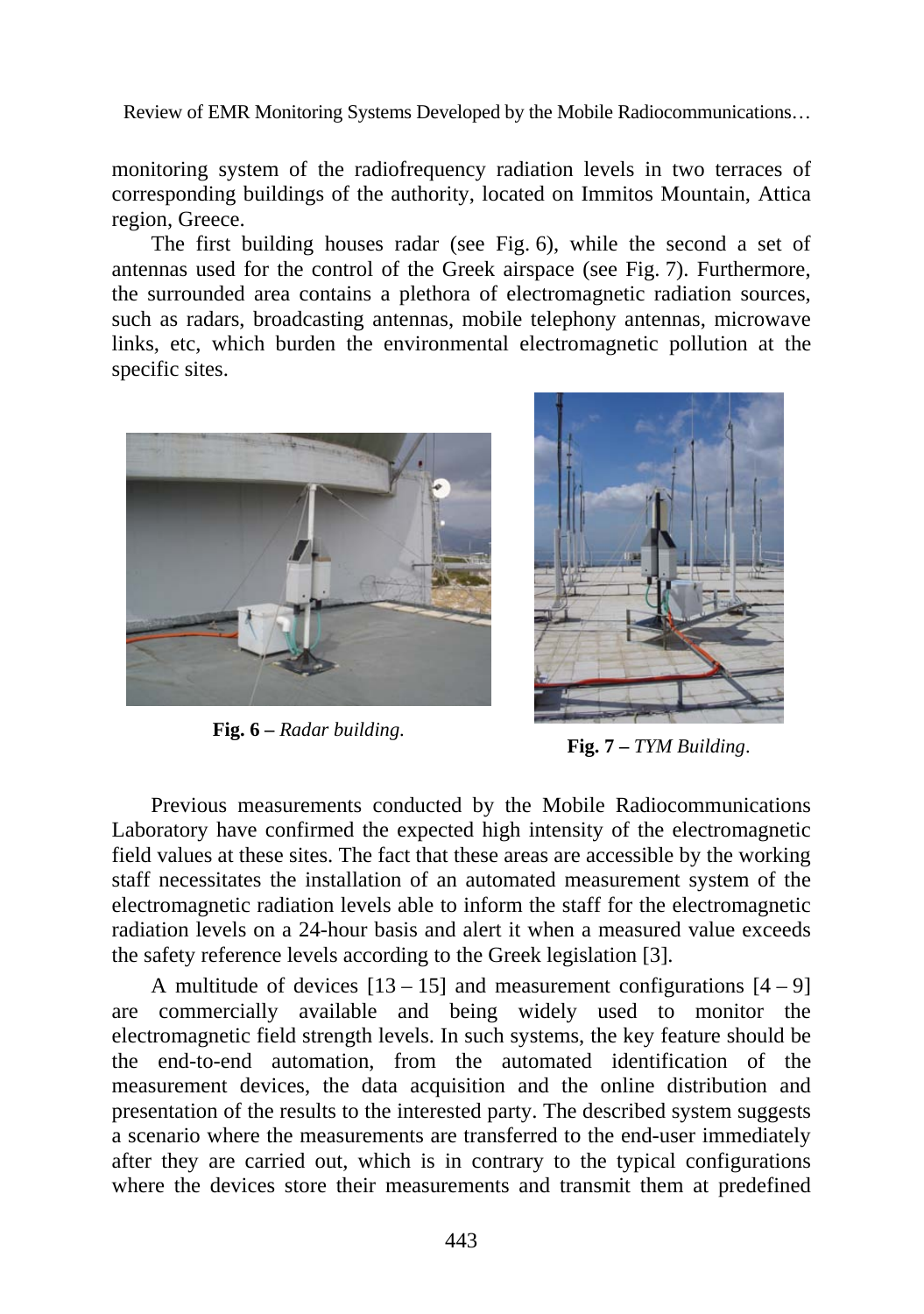monitoring system of the radiofrequency radiation levels in two terraces of corresponding buildings of the authority, located on Immitos Mountain, Attica region, Greece.

The first building houses radar (see Fig. 6), while the second a set of antennas used for the control of the Greek airspace (see Fig. 7). Furthermore, the surrounded area contains a plethora of electromagnetic radiation sources, such as radars, broadcasting antennas, mobile telephony antennas, microwave links, etc, which burden the environmental electromagnetic pollution at the specific sites.

**Fig. 6 –** *Radar building*.

**Fig. 7 –** *TYM Building*.

Previous measurements conducted by the Mobile Radiocommunications Laboratory have confirmed the expected high intensity of the electromagnetic field values at these sites. The fact that these areas are accessible by the working staff necessitates the installation of an automated measurement system of the electromagnetic radiation levels able to inform the staff for the electromagnetic radiation levels on a 24-hour basis and alert it when a measured value exceeds the safety reference levels according to the Greek legislation [3].

A multitude of devices [13 – 15] and measurement configurations [4 – 9] are commercially available and being widely used to monitor the electromagnetic field strength levels. In such systems, the key feature should be the end-to-end automation, from the automated identification of the measurement devices, the data acquisition and the online distribution and presentation of the results to the interested party. The described system suggests a scenario where the measurements are transferred to the end-user immediately after they are carried out, which is in contrary to the typical configurations where the devices store their measurements and transmit them at predefined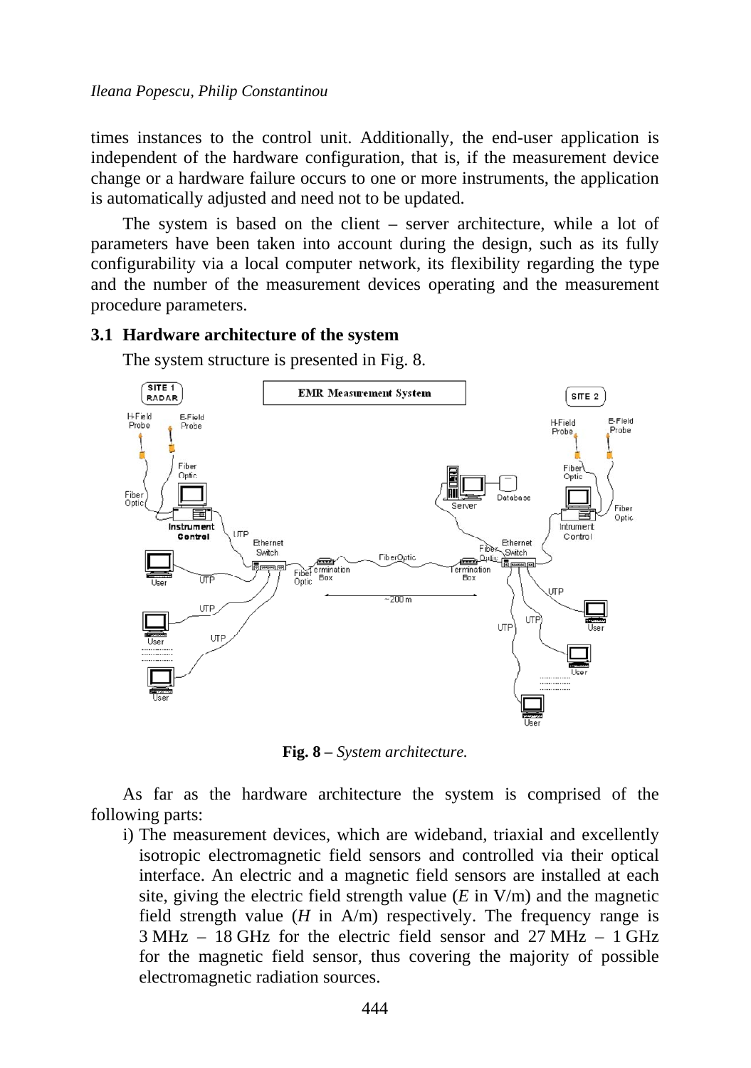times instances to the control unit. Additionally, the end-user application is independent of the hardware configuration, that is, if the measurement device change or a hardware failure occurs to one or more instruments, the application is automatically adjusted and need not to be updated.

The system is based on the client – server architecture, while a lot of parameters have been taken into account during the design, such as its fully configurability via a local computer network, its flexibility regarding the type and the number of the measurement devices operating and the measurement procedure parameters.

### 3.1 Hardware architecture of the system

The system structure is presented in Fig. 8.

**Fig. 8 –** *System architecture.*

As far as the hardware architecture the system is comprised of the following parts:

i) The measurement devices, which are wideband, triaxial and excellently isotropic electromagnetic field sensors and controlled via their optical interface. An electric and a magnetic field sensors are installed at each site, giving the electric field strength value ($E$ in V/m) and the magnetic field strength value ($H$ in A/m) respectively. The frequency range is 3 MHz – 18 GHz for the electric field sensor and 27 MHz – 1 GHz for the magnetic field sensor, thus covering the majority of possible electromagnetic radiation sources.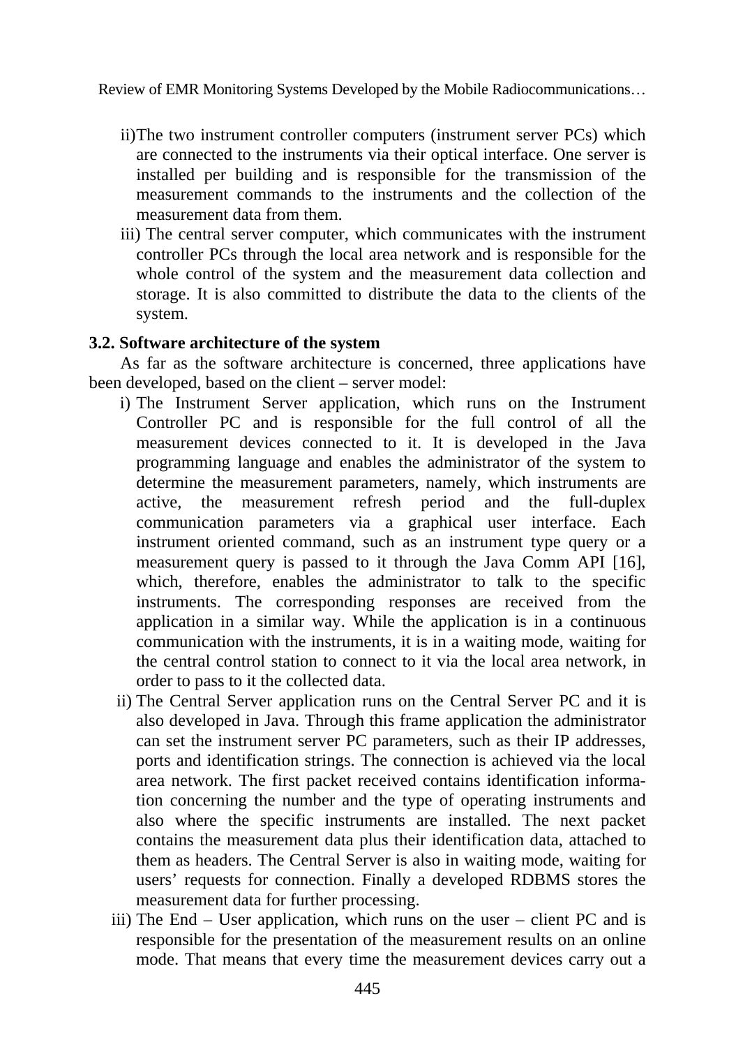ii) The two instrument controller computers (instrument server PCs) which are connected to the instruments via their optical interface. One server is installed per building and is responsible for the transmission of the measurement commands to the instruments and the collection of the measurement data from them.

iii) The central server computer, which communicates with the instrument controller PCs through the local area network and is responsible for the whole control of the system and the measurement data collection and storage. It is also committed to distribute the data to the clients of the system.

### 3.2. Software architecture of the system

As far as the software architecture is concerned, three applications have been developed, based on the client – server model:

i) The Instrument Server application, which runs on the Instrument Controller PC and is responsible for the full control of all the measurement devices connected to it. It is developed in the Java programming language and enables the administrator of the system to determine the measurement parameters, namely, which instruments are active, the measurement refresh period and the full-duplex communication parameters via a graphical user interface. Each instrument oriented command, such as an instrument type query or a measurement query is passed to it through the Java Comm API [16], which, therefore, enables the administrator to talk to the specific instruments. The corresponding responses are received from the application in a similar way. While the application is in a continuous communication with the instruments, it is in a waiting mode, waiting for the central control station to connect to it via the local area network, in order to pass to it the collected data.

ii) The Central Server application runs on the Central Server PC and it is also developed in Java. Through this frame application the administrator can set the instrument server PC parameters, such as their IP addresses, ports and identification strings. The connection is achieved via the local area network. The first packet received contains identification information concerning the number and the type of operating instruments and also where the specific instruments are installed. The next packet contains the measurement data plus their identification data, attached to them as headers. The Central Server is also in waiting mode, waiting for users' requests for connection. Finally a developed RDBMS stores the measurement data for further processing.

iii) The End – User application, which runs on the user – client PC and is responsible for the presentation of the measurement results on an online mode. That means that every time the measurement devices carry out a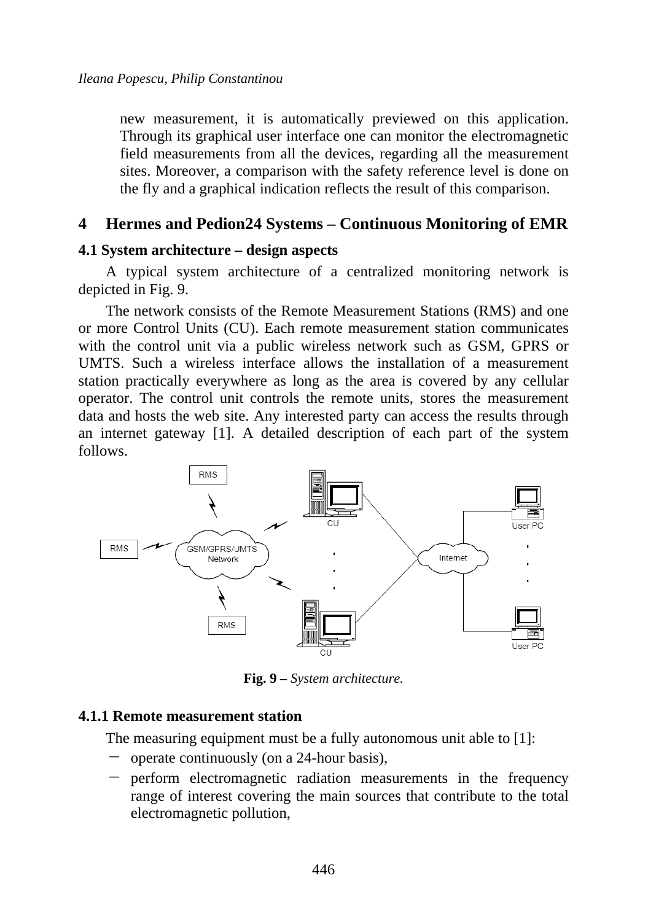new measurement, it is automatically previewed on this application. Through its graphical user interface one can monitor the electromagnetic field measurements from all the devices, regarding all the measurement sites. Moreover, a comparison with the safety reference level is done on the fly and a graphical indication reflects the result of this comparison.

## 4 Hermes and Pedion24 Systems – Continuous Monitoring of EMR

### 4.1 System architecture – design aspects

A typical system architecture of a centralized monitoring network is depicted in Fig. 9.

The network consists of the Remote Measurement Stations (RMS) and one or more Control Units (CU). Each remote measurement station communicates with the control unit via a public wireless network such as GSM, GPRS or UMTS. Such a wireless interface allows the installation of a measurement station practically everywhere as long as the area is covered by any cellular operator. The control unit controls the remote units, stores the measurement data and hosts the web site. Any interested party can access the results through an internet gateway [1]. A detailed description of each part of the system follows.

**Fig. 9 –** *System architecture.*

#### 4.1.1 Remote measurement station

The measuring equipment must be a fully autonomous unit able to [1]:

- operate continuously (on a 24-hour basis),
- perform electromagnetic radiation measurements in the frequency range of interest covering the main sources that contribute to the total electromagnetic pollution,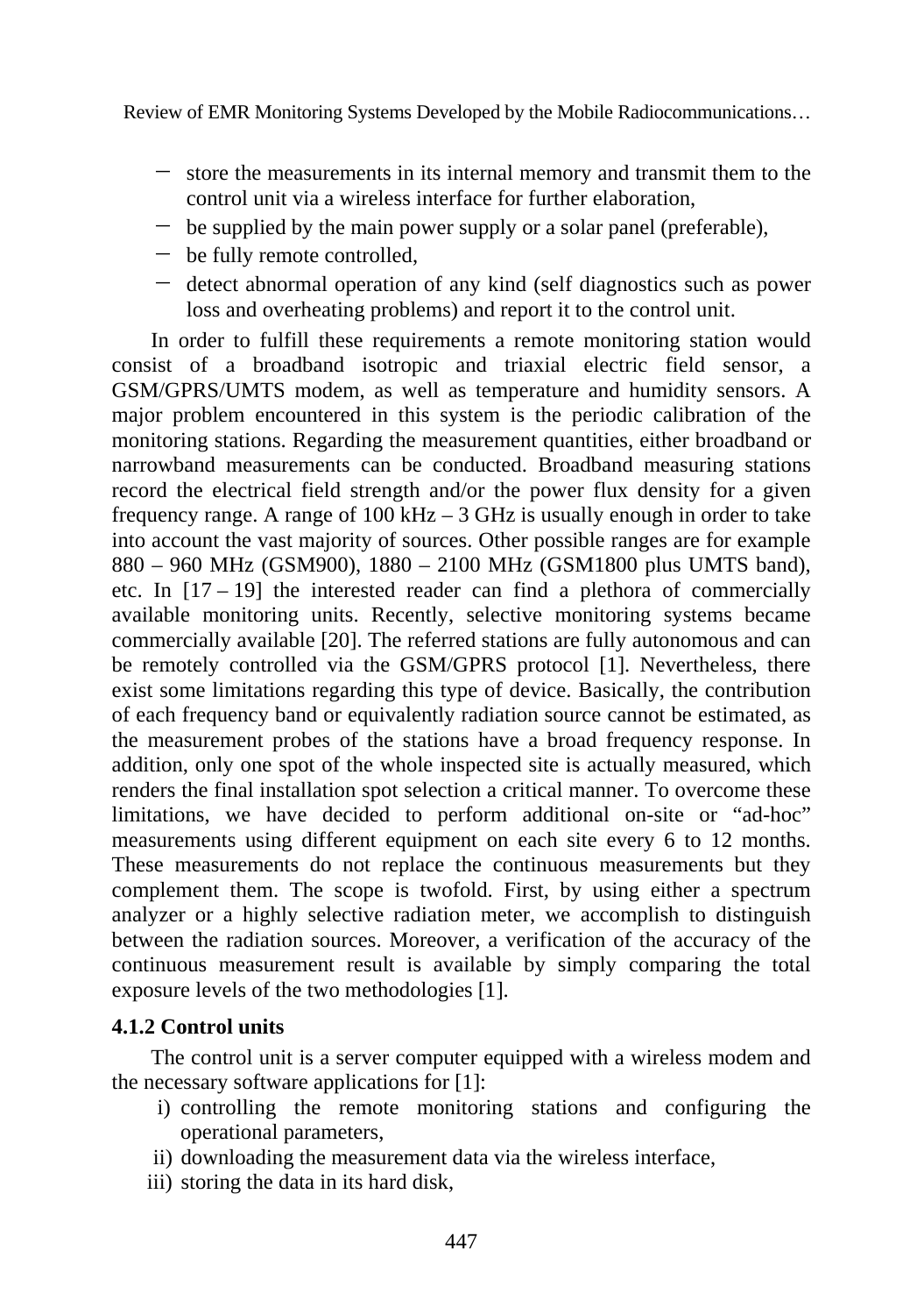- store the measurements in its internal memory and transmit them to the control unit via a wireless interface for further elaboration,
- be supplied by the main power supply or a solar panel (preferable),
- be fully remote controlled,
- detect abnormal operation of any kind (self diagnostics such as power loss and overheating problems) and report it to the control unit.

In order to fulfill these requirements a remote monitoring station would consist of a broadband isotropic and triaxial electric field sensor, a GSM/GPRS/UMTS modem, as well as temperature and humidity sensors. A major problem encountered in this system is the periodic calibration of the monitoring stations. Regarding the measurement quantities, either broadband or narrowband measurements can be conducted. Broadband measuring stations record the electrical field strength and/or the power flux density for a given frequency range. A range of 100 kHz – 3 GHz is usually enough in order to take into account the vast majority of sources. Other possible ranges are for example 880 – 960 MHz (GSM900), 1880 – 2100 MHz (GSM1800 plus UMTS band), etc. In [17 – 19] the interested reader can find a plethora of commercially available monitoring units. Recently, selective monitoring systems became commercially available [20]. The referred stations are fully autonomous and can be remotely controlled via the GSM/GPRS protocol [1]. Nevertheless, there exist some limitations regarding this type of device. Basically, the contribution of each frequency band or equivalently radiation source cannot be estimated, as the measurement probes of the stations have a broad frequency response. In addition, only one spot of the whole inspected site is actually measured, which renders the final installation spot selection a critical manner. To overcome these limitations, we have decided to perform additional on-site or "ad-hoc" measurements using different equipment on each site every 6 to 12 months. These measurements do not replace the continuous measurements but they complement them. The scope is twofold. First, by using either a spectrum analyzer or a highly selective radiation meter, we accomplish to distinguish between the radiation sources. Moreover, a verification of the accuracy of the continuous measurement result is available by simply comparing the total exposure levels of the two methodologies [1].

#### 4.1.2 Control units

The control unit is a server computer equipped with a wireless modem and the necessary software applications for [1]:

i) controlling the remote monitoring stations and configuring the operational parameters,
ii) downloading the measurement data via the wireless interface,
iii) storing the data in its hard disk,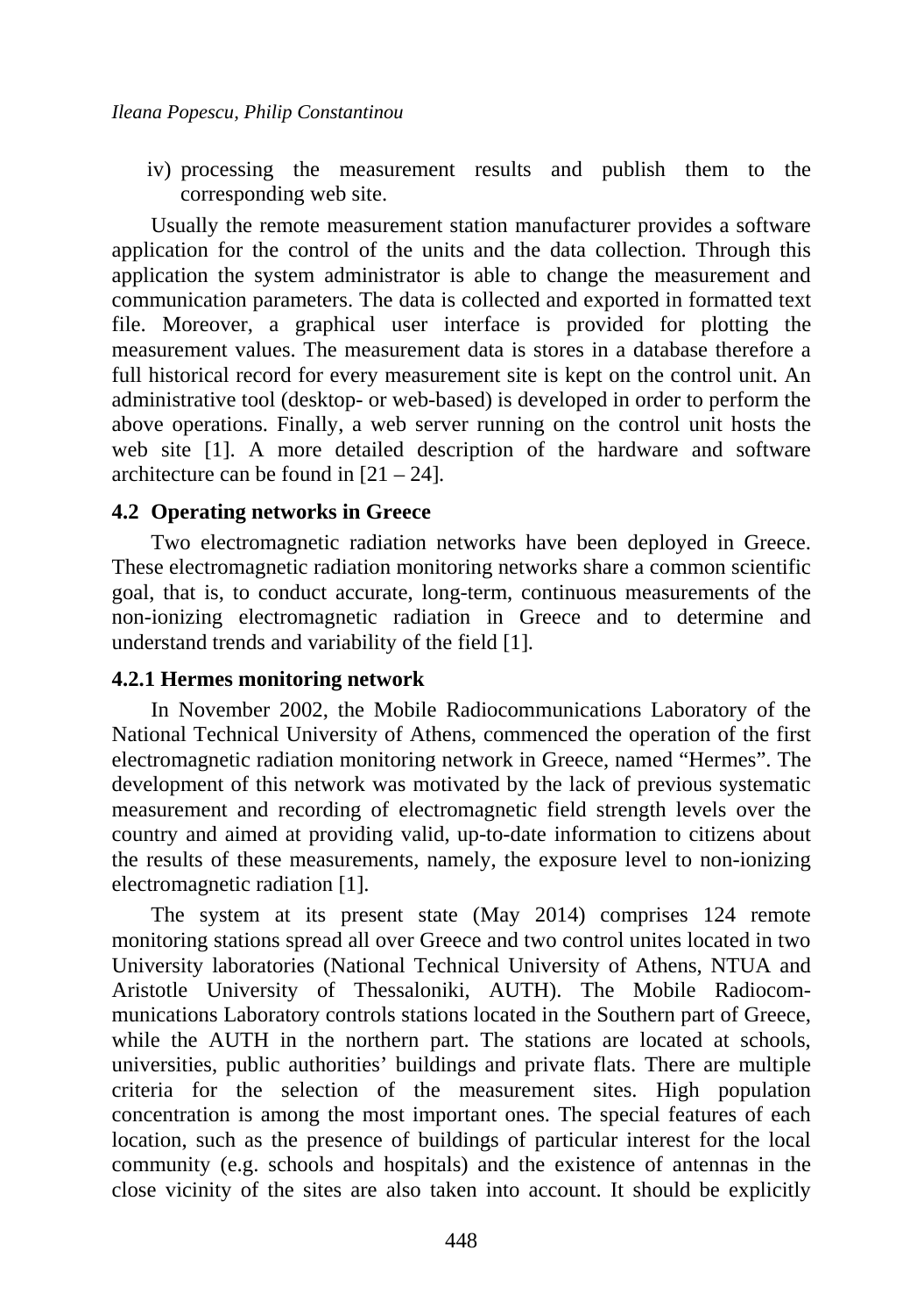iv) processing the measurement results and publish them to the corresponding web site.

Usually the remote measurement station manufacturer provides a software application for the control of the units and the data collection. Through this application the system administrator is able to change the measurement and communication parameters. The data is collected and exported in formatted text file. Moreover, a graphical user interface is provided for plotting the measurement values. The measurement data is stores in a database therefore a full historical record for every measurement site is kept on the control unit. An administrative tool (desktop- or web-based) is developed in order to perform the above operations. Finally, a web server running on the control unit hosts the web site [1]. A more detailed description of the hardware and software architecture can be found in [21 – 24].

### 4.2 Operating networks in Greece

Two electromagnetic radiation networks have been deployed in Greece. These electromagnetic radiation monitoring networks share a common scientific goal, that is, to conduct accurate, long-term, continuous measurements of the non-ionizing electromagnetic radiation in Greece and to determine and understand trends and variability of the field [1].

#### 4.2.1 Hermes monitoring network

In November 2002, the Mobile Radiocommunications Laboratory of the National Technical University of Athens, commenced the operation of the first electromagnetic radiation monitoring network in Greece, named "Hermes". The development of this network was motivated by the lack of previous systematic measurement and recording of electromagnetic field strength levels over the country and aimed at providing valid, up-to-date information to citizens about the results of these measurements, namely, the exposure level to non-ionizing electromagnetic radiation [1].

The system at its present state (May 2014) comprises 124 remote monitoring stations spread all over Greece and two control unites located in two University laboratories (National Technical University of Athens, NTUA and Aristotle University of Thessaloniki, AUTH). The Mobile Radiocommunications Laboratory controls stations located in the Southern part of Greece, while the AUTH in the northern part. The stations are located at schools, universities, public authorities' buildings and private flats. There are multiple criteria for the selection of the measurement sites. High population concentration is among the most important ones. The special features of each location, such as the presence of buildings of particular interest for the local community (e.g. schools and hospitals) and the existence of antennas in the close vicinity of the sites are also taken into account. It should be explicitly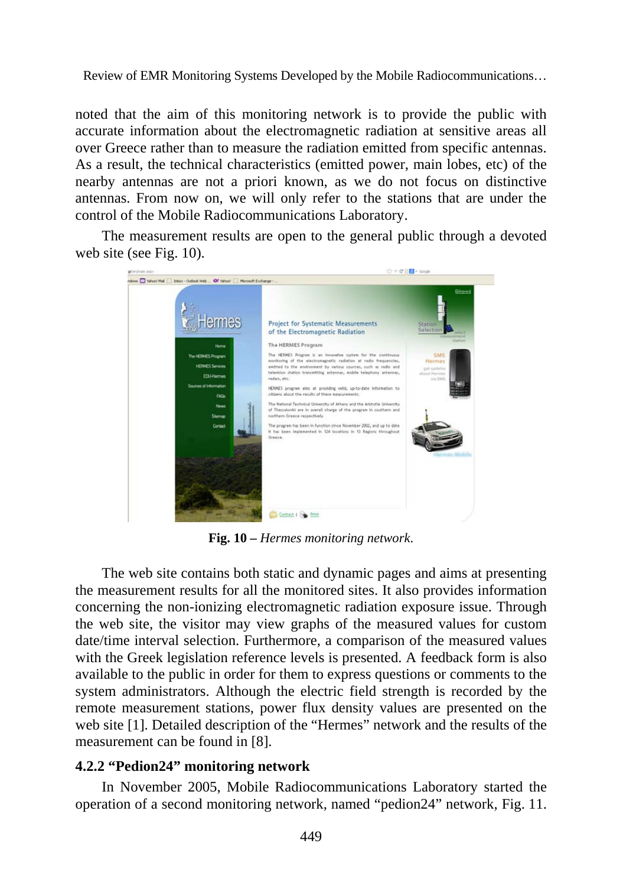noted that the aim of this monitoring network is to provide the public with accurate information about the electromagnetic radiation at sensitive areas all over Greece rather than to measure the radiation emitted from specific antennas. As a result, the technical characteristics (emitted power, main lobes, etc) of the nearby antennas are not a priori known, as we do not focus on distinctive antennas. From now on, we will only refer to the stations that are under the control of the Mobile Radiocommunications Laboratory.

The measurement results are open to the general public through a devoted web site (see Fig. 10).

**Fig. 10 –** *Hermes monitoring network.*

The web site contains both static and dynamic pages and aims at presenting the measurement results for all the monitored sites. It also provides information concerning the non-ionizing electromagnetic radiation exposure issue. Through the web site, the visitor may view graphs of the measured values for custom date/time interval selection. Furthermore, a comparison of the measured values with the Greek legislation reference levels is presented. A feedback form is also available to the public in order for them to express questions or comments to the system administrators. Although the electric field strength is recorded by the remote measurement stations, power flux density values are presented on the web site [1]. Detailed description of the "Hermes" network and the results of the measurement can be found in [8].

### 4.2.2 "Pedion24" monitoring network

In November 2005, Mobile Radiocommunications Laboratory started the operation of a second monitoring network, named "pedion24" network, Fig. 11.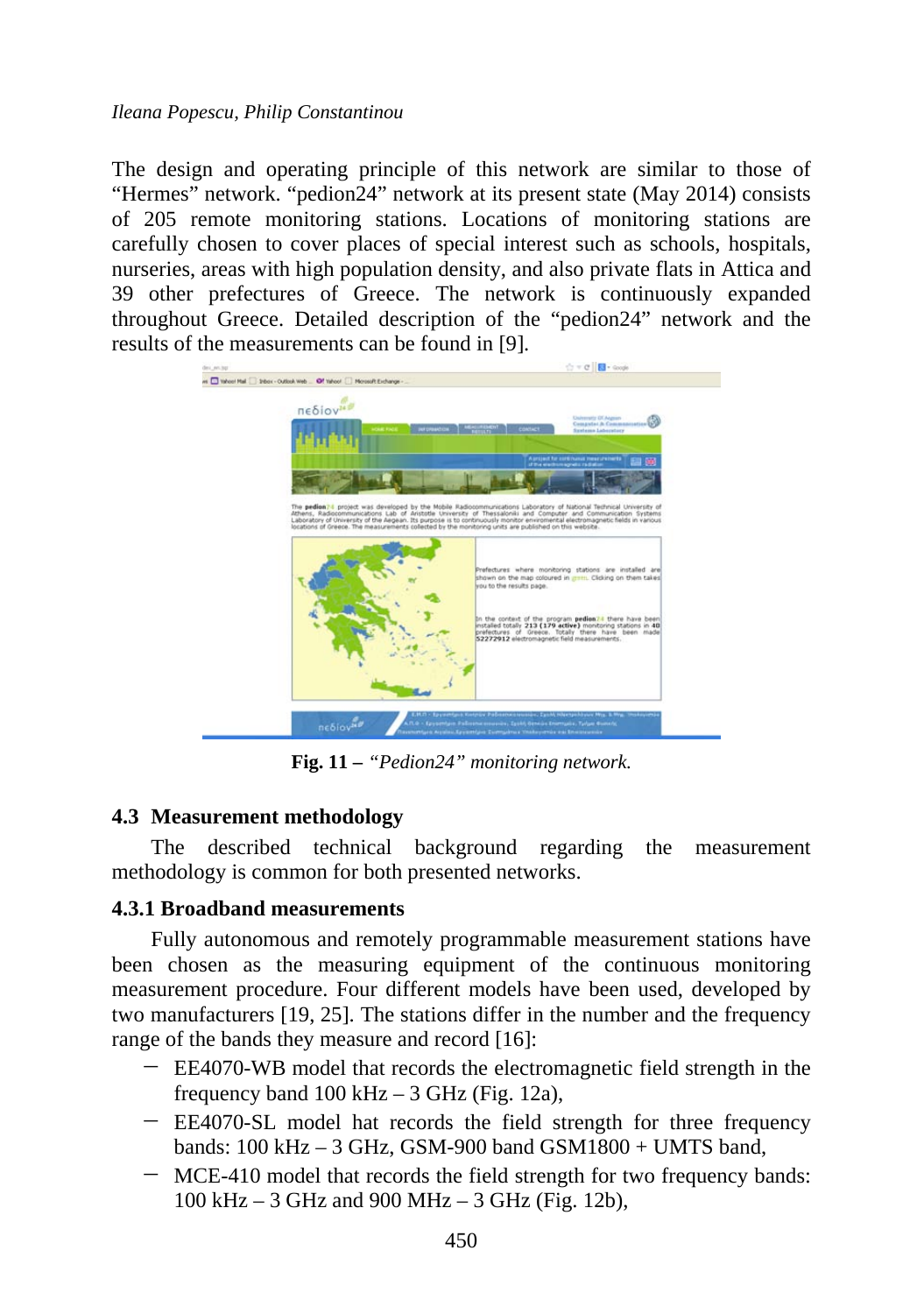The design and operating principle of this network are similar to those of “Hermes” network. “pedion24” network at its present state (May 2014) consists of 205 remote monitoring stations. Locations of monitoring stations are carefully chosen to cover places of special interest such as schools, hospitals, nurseries, areas with high population density, and also private flats in Attica and 39 other prefectures of Greece. The network is continuously expanded throughout Greece. Detailed description of the “pedion24” network and the results of the measurements can be found in [9].

**Fig. 11 –** *“Pedion24” monitoring network.*

## 4.3 Measurement methodology

The described technical background regarding the measurement methodology is common for both presented networks.

### 4.3.1 Broadband measurements

Fully autonomous and remotely programmable measurement stations have been chosen as the measuring equipment of the continuous monitoring measurement procedure. Four different models have been used, developed by two manufacturers [19, 25]. The stations differ in the number and the frequency range of the bands they measure and record [16]:

- EE4070-WB model that records the electromagnetic field strength in the frequency band 100 kHz – 3 GHz (Fig. 12a),
- EE4070-SL model hat records the field strength for three frequency bands: 100 kHz – 3 GHz, GSM-900 band GSM1800 + UMTS band,
- MCE-410 model that records the field strength for two frequency bands: 100 kHz – 3 GHz and 900 MHz – 3 GHz (Fig. 12b),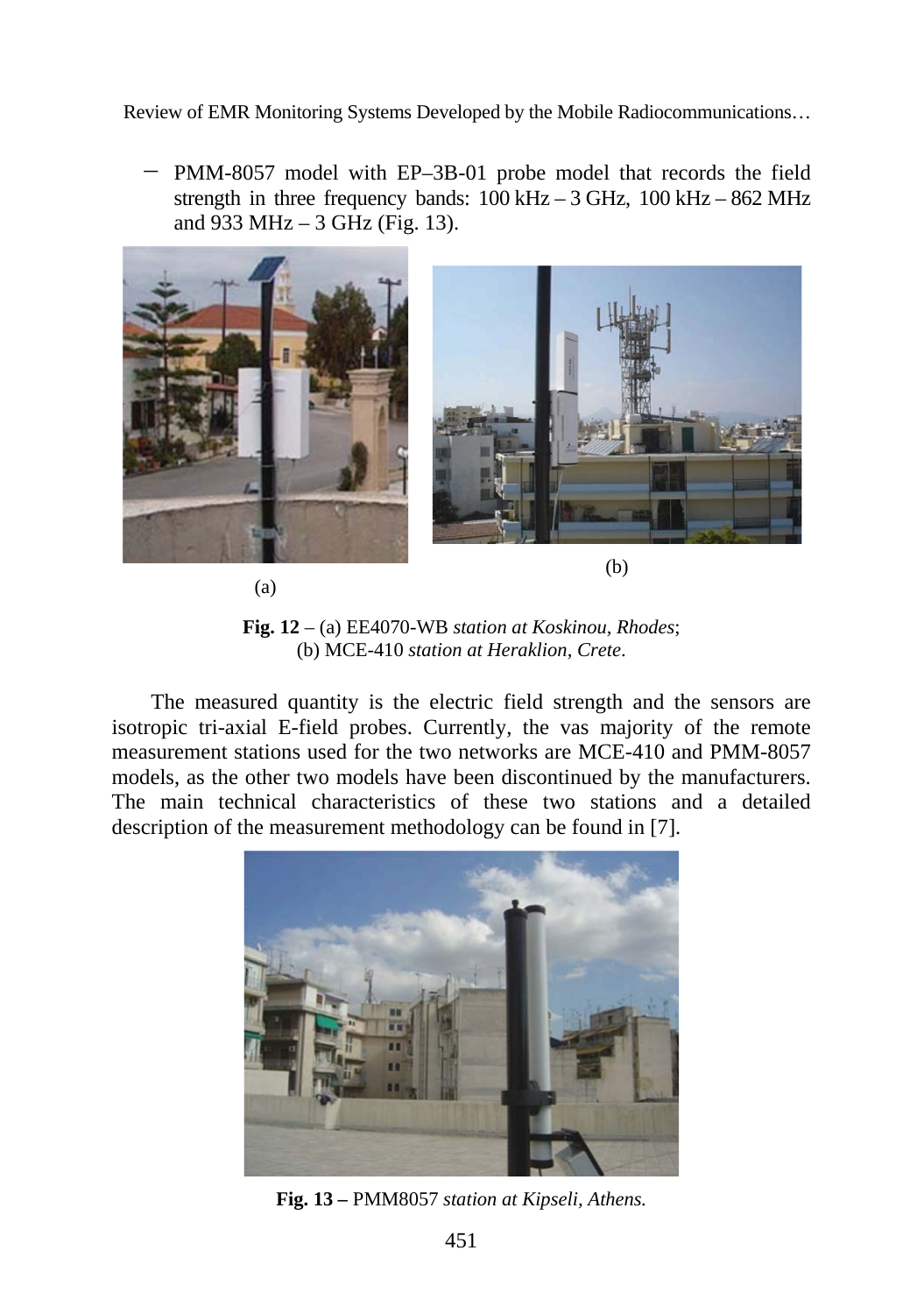- PMM-8057 model with EP–3B-01 probe model that records the field strength in three frequency bands: 100 kHz – 3 GHz, 100 kHz – 862 MHz and 933 MHz – 3 GHz (Fig. 13).

(a)

(b)

**Fig. 12** – (a) EE4070-WB *station at Koskinou, Rhodes*; (b) MCE-410 *station at Heraklion, Crete*.

The measured quantity is the electric field strength and the sensors are isotropic tri-axial E-field probes. Currently, the vas majority of the remote measurement stations used for the two networks are MCE-410 and PMM-8057 models, as the other two models have been discontinued by the manufacturers. The main technical characteristics of these two stations and a detailed description of the measurement methodology can be found in [7].

**Fig. 13 –** PMM8057 *station at Kipseli, Athens.*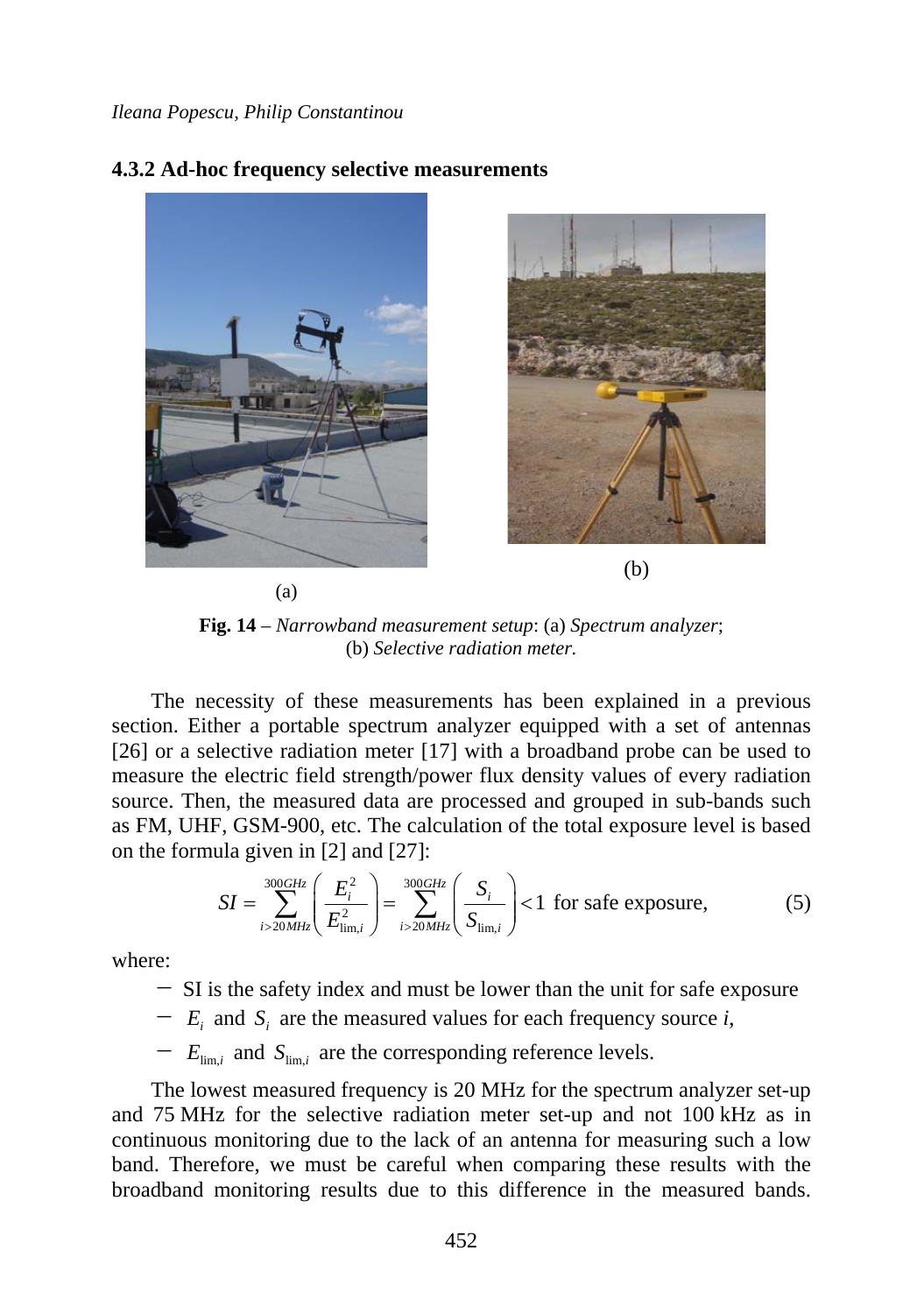### 4.3.2 Ad-hoc frequency selective measurements

(a)

(b)

**Fig. 14** – *Narrowband measurement setup*: (a) *Spectrum analyzer*; (b) *Selective radiation meter.*

The necessity of these measurements has been explained in a previous section. Either a portable spectrum analyzer equipped with a set of antennas [26] or a selective radiation meter [17] with a broadband probe can be used to measure the electric field strength/power flux density values of every radiation source. Then, the measured data are processed and grouped in sub-bands such as FM, UHF, GSM-900, etc. The calculation of the total exposure level is based on the formula given in [2] and [27]:

$$SI = \sum_{i>20MHz}^{300GHz} \left( \frac{E_i^2}{E_{\lim,i}^2} \right) = \sum_{i>20MHz}^{300GHz} \left( \frac{S_i}{S_{\lim,i}} \right) < 1 \text{ for safe exposure,} \tag{5}$$

where:

- SI is the safety index and must be lower than the unit for safe exposure
- $E_i$ and $S_i$ are the measured values for each frequency source *i*,
- $E_{\lim,i}$ and $S_{\lim,i}$ are the corresponding reference levels.

The lowest measured frequency is 20 MHz for the spectrum analyzer set-up and 75 MHz for the selective radiation meter set-up and not 100 kHz as in continuous monitoring due to the lack of an antenna for measuring such a low band. Therefore, we must be careful when comparing these results with the broadband monitoring results due to this difference in the measured bands.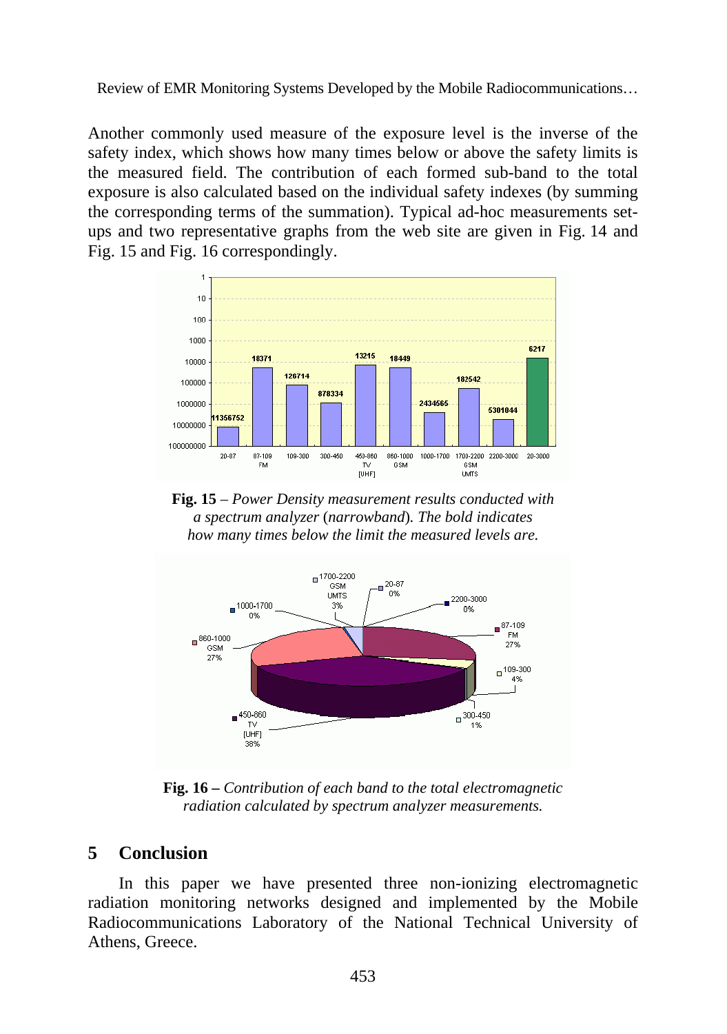Another commonly used measure of the exposure level is the inverse of the safety index, which shows how many times below or above the safety limits is the measured field. The contribution of each formed sub-band to the total exposure is also calculated based on the individual safety indexes (by summing the corresponding terms of the summation). Typical ad-hoc measurements set-ups and two representative graphs from the web site are given in Fig. 14 and Fig. 15 and Fig. 16 correspondingly.

**Fig. 15** – *Power Density measurement results conducted with a spectrum analyzer* (*narrowband*)*. The bold indicates how many times below the limit the measured levels are.*

**Fig. 16 –** *Contribution of each band to the total electromagnetic radiation calculated by spectrum analyzer measurements.*

## 5 Conclusion

In this paper we have presented three non-ionizing electromagnetic radiation monitoring networks designed and implemented by the Mobile Radiocommunications Laboratory of the National Technical University of Athens, Greece.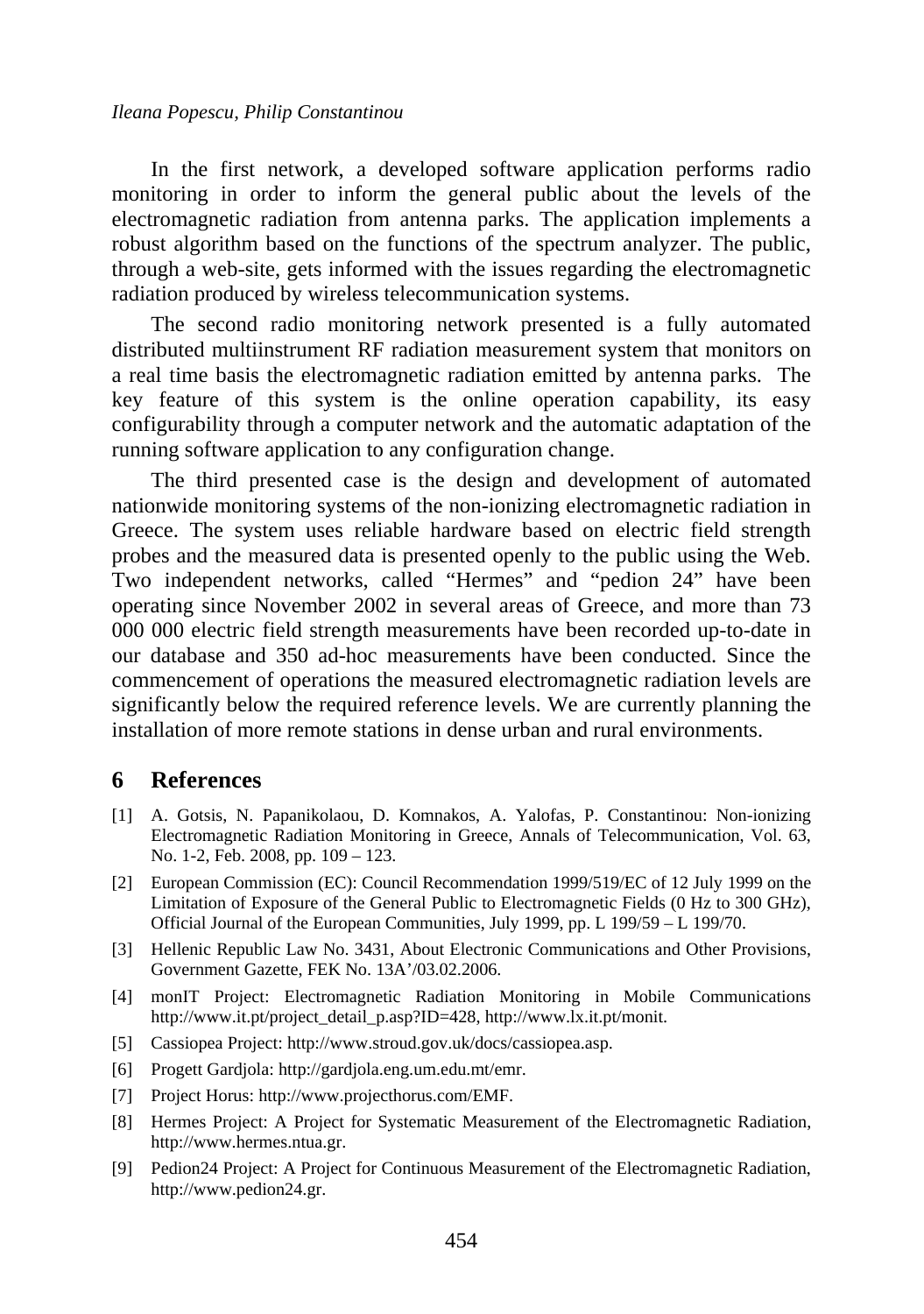In the first network, a developed software application performs radio monitoring in order to inform the general public about the levels of the electromagnetic radiation from antenna parks. The application implements a robust algorithm based on the functions of the spectrum analyzer. The public, through a web-site, gets informed with the issues regarding the electromagnetic radiation produced by wireless telecommunication systems.

The second radio monitoring network presented is a fully automated distributed multiinstrument RF radiation measurement system that monitors on a real time basis the electromagnetic radiation emitted by antenna parks. The key feature of this system is the online operation capability, its easy configurability through a computer network and the automatic adaptation of the running software application to any configuration change.

The third presented case is the design and development of automated nationwide monitoring systems of the non-ionizing electromagnetic radiation in Greece. The system uses reliable hardware based on electric field strength probes and the measured data is presented openly to the public using the Web. Two independent networks, called "Hermes" and "pedion 24" have been operating since November 2002 in several areas of Greece, and more than 73 000 000 electric field strength measurements have been recorded up-to-date in our database and 350 ad-hoc measurements have been conducted. Since the commencement of operations the measured electromagnetic radiation levels are significantly below the required reference levels. We are currently planning the installation of more remote stations in dense urban and rural environments.

## 6 References

[1] A. Gotsis, N. Papanikolaou, D. Komnakos, A. Yalofas, P. Constantinou: Non-ionizing Electromagnetic Radiation Monitoring in Greece, Annals of Telecommunication, Vol. 63, No. 1-2, Feb. 2008, pp. 109 – 123.

[2] European Commission (EC): Council Recommendation 1999/519/EC of 12 July 1999 on the Limitation of Exposure of the General Public to Electromagnetic Fields (0 Hz to 300 GHz), Official Journal of the European Communities, July 1999, pp. L 199/59 – L 199/70.

[3] Hellenic Republic Law No. 3431, About Electronic Communications and Other Provisions, Government Gazette, FEK No. 13A'/03.02.2006.

[4] monIT Project: Electromagnetic Radiation Monitoring in Mobile Communications http://www.it.pt/project_detail_p.asp?ID=428, http://www.lx.it.pt/monit.

[5] Cassiopea Project: http://www.stroud.gov.uk/docs/cassiopea.asp.

[6] Progett Gardjola: http://gardjola.eng.um.edu.mt/emr.

[7] Project Horus: http://www.projecthorus.com/EMF.

[8] Hermes Project: A Project for Systematic Measurement of the Electromagnetic Radiation, http://www.hermes.ntua.gr.

[9] Pedion24 Project: A Project for Continuous Measurement of the Electromagnetic Radiation, http://www.pedion24.gr.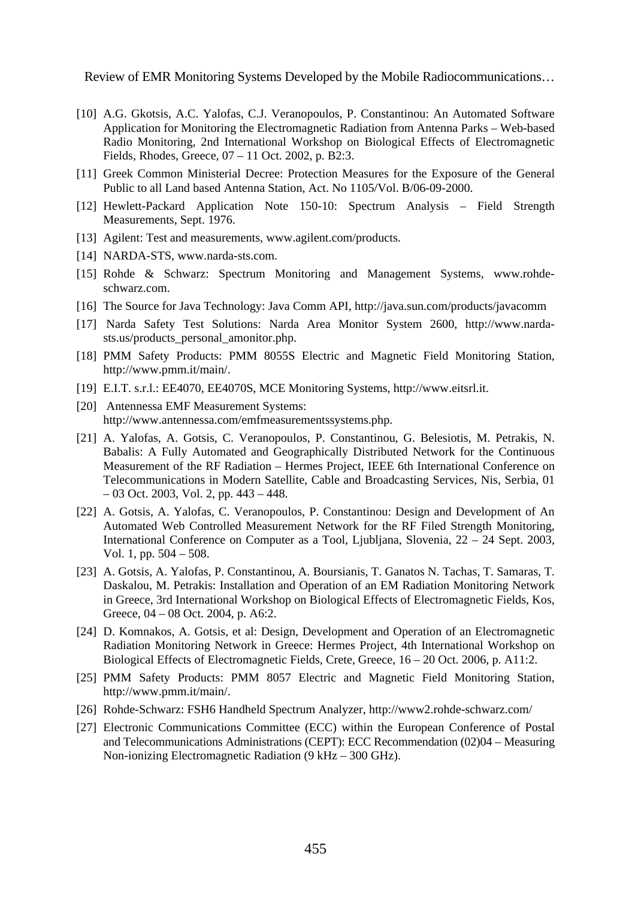[10] A.G. Gkotsis, A.C. Yalofas, C.J. Veranopoulos, P. Constantinou: An Automated Software Application for Monitoring the Electromagnetic Radiation from Antenna Parks – Web-based Radio Monitoring, 2nd International Workshop on Biological Effects of Electromagnetic Fields, Rhodes, Greece, 07 – 11 Oct. 2002, p. B2:3.

[11] Greek Common Ministerial Decree: Protection Measures for the Exposure of the General Public to all Land based Antenna Station, Act. No 1105/Vol. B/06-09-2000.

[12] Hewlett-Packard Application Note 150-10: Spectrum Analysis – Field Strength Measurements, Sept. 1976.

[13] Agilent: Test and measurements, www.agilent.com/products.

[14] NARDA-STS, www.narda-sts.com.

[15] Rohde & Schwarz: Spectrum Monitoring and Management Systems, www.rohde-schwarz.com.

[16] The Source for Java Technology: Java Comm API, http://java.sun.com/products/javacomm

[17] Narda Safety Test Solutions: Narda Area Monitor System 2600, http://www.narda-sts.us/products_personal_amonitor.php.

[18] PMM Safety Products: PMM 8055S Electric and Magnetic Field Monitoring Station, http://www.pmm.it/main/.

[19] E.I.T. s.r.l.: EE4070, EE4070S, MCE Monitoring Systems, http://www.eitsrl.it.

[20] Antennessa EMF Measurement Systems: http://www.antennessa.com/emfmeasurementssystems.php.

[21] A. Yalofas, A. Gotsis, C. Veranopoulos, P. Constantinou, G. Belesiotis, M. Petrakis, N. Babalis: A Fully Automated and Geographically Distributed Network for the Continuous Measurement of the RF Radiation – Hermes Project, IEEE 6th International Conference on Telecommunications in Modern Satellite, Cable and Broadcasting Services, Nis, Serbia, 01 – 03 Oct. 2003, Vol. 2, pp. 443 – 448.

[22] A. Gotsis, A. Yalofas, C. Veranopoulos, P. Constantinou: Design and Development of An Automated Web Controlled Measurement Network for the RF Filed Strength Monitoring, International Conference on Computer as a Tool, Ljubljana, Slovenia, 22 – 24 Sept. 2003, Vol. 1, pp. 504 – 508.

[23] A. Gotsis, A. Yalofas, P. Constantinou, A. Boursianis, T. Ganatos N. Tachas, T. Samaras, T. Daskalou, M. Petrakis: Installation and Operation of an EM Radiation Monitoring Network in Greece, 3rd International Workshop on Biological Effects of Electromagnetic Fields, Kos, Greece, 04 – 08 Oct. 2004, p. A6:2.

[24] D. Komnakos, A. Gotsis, et al: Design, Development and Operation of an Electromagnetic Radiation Monitoring Network in Greece: Hermes Project, 4th International Workshop on Biological Effects of Electromagnetic Fields, Crete, Greece, 16 – 20 Oct. 2006, p. A11:2.

[25] PMM Safety Products: PMM 8057 Electric and Magnetic Field Monitoring Station, http://www.pmm.it/main/.

[26] Rohde-Schwarz: FSH6 Handheld Spectrum Analyzer, http://www2.rohde-schwarz.com/

[27] Electronic Communications Committee (ECC) within the European Conference of Postal and Telecommunications Administrations (CEPT): ECC Recommendation (02)04 – Measuring Non-ionizing Electromagnetic Radiation (9 kHz – 300 GHz).